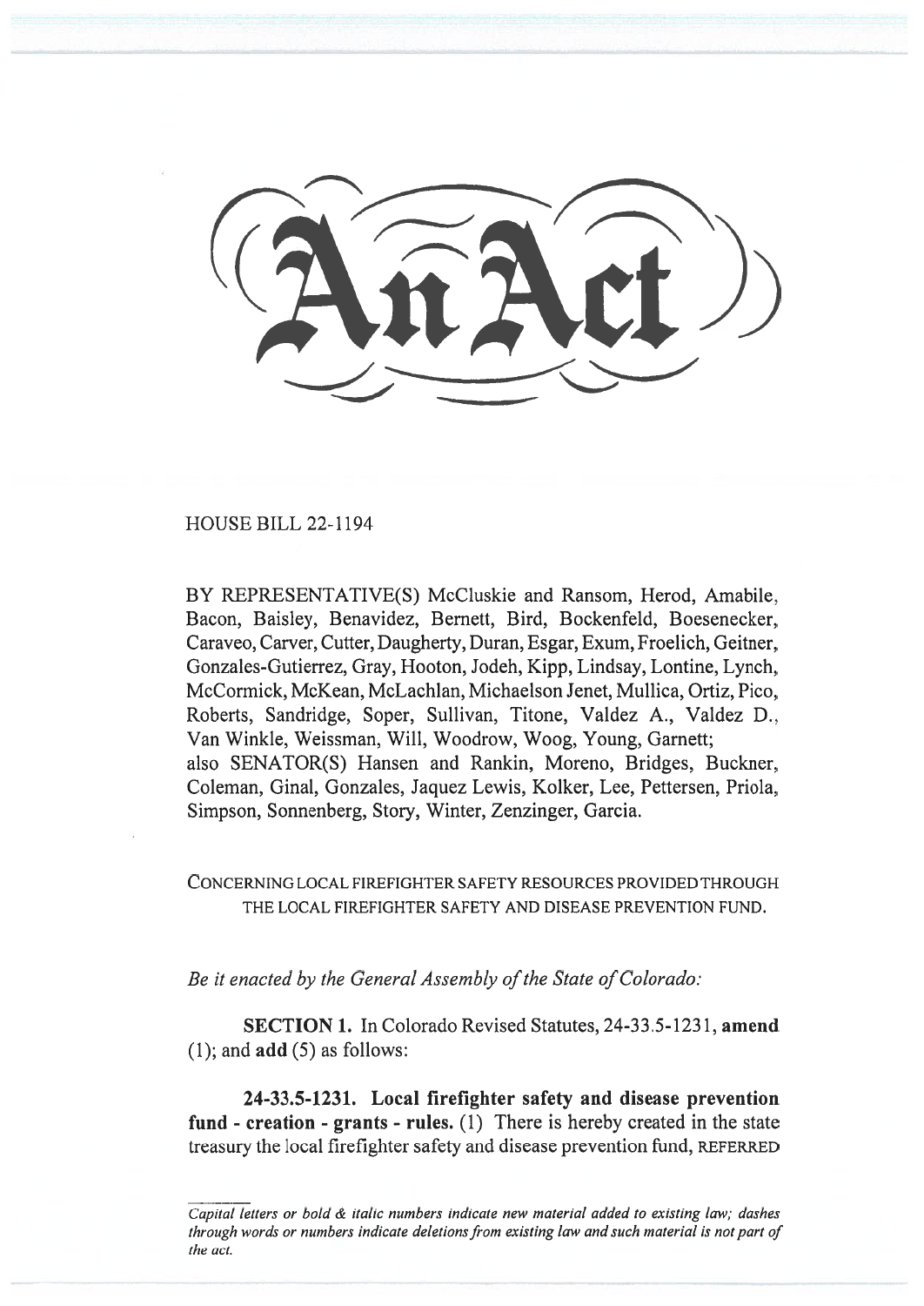An Act

HOUSE BILL 22-1194

BY REPRESENTATIVE(S) McCluskie and Ransom, Herod, Amabile, Bacon, Baisley, Benavidez, Bernett, Bird, Bockenfeld, Boesenecker, Caraveo, Carver, Cutter, Daugherty, Duran, Esgar, Exum, Froelich, Geitner, Gonzales-Gutierrez, Gray, Hooton, Jodeh, Kipp, Lindsay, Lontine, Lynch, McCormick, McKean, McLachlan, Michaelson Jenet, Mullica, Ortiz, Pico, Roberts, Sandridge, Soper, Sullivan, Titone, Valdez A., Valdez D., Van Winkle, Weissman, Will, Woodrow, Woog, Young, Garnett;
also SENATOR(S) Hansen and Rankin, Moreno, Bridges, Buckner, Coleman, Ginal, Gonzales, Jaquez Lewis, Kolker, Lee, Pettersen, Priola, Simpson, Sonnenberg, Story, Winter, Zenzinger, Garcia.

CONCERNING LOCAL FIREFIGHTER SAFETY RESOURCES PROVIDED THROUGH THE LOCAL FIREFIGHTER SAFETY AND DISEASE PREVENTION FUND.

*Be it enacted by the General Assembly of the State of Colorado:*

**SECTION 1.** In Colorado Revised Statutes, 24-33.5-1231, **amend** (1); and **add** (5) as follows:

**24-33.5-1231. Local firefighter safety and disease prevention fund - creation - grants - rules.** (1) There is hereby created in the state treasury the local firefighter safety and disease prevention fund, REFERRED

*Capital letters or bold & italic numbers indicate new material added to existing law; dashes through words or numbers indicate deletions from existing law and such material is not part of the act.*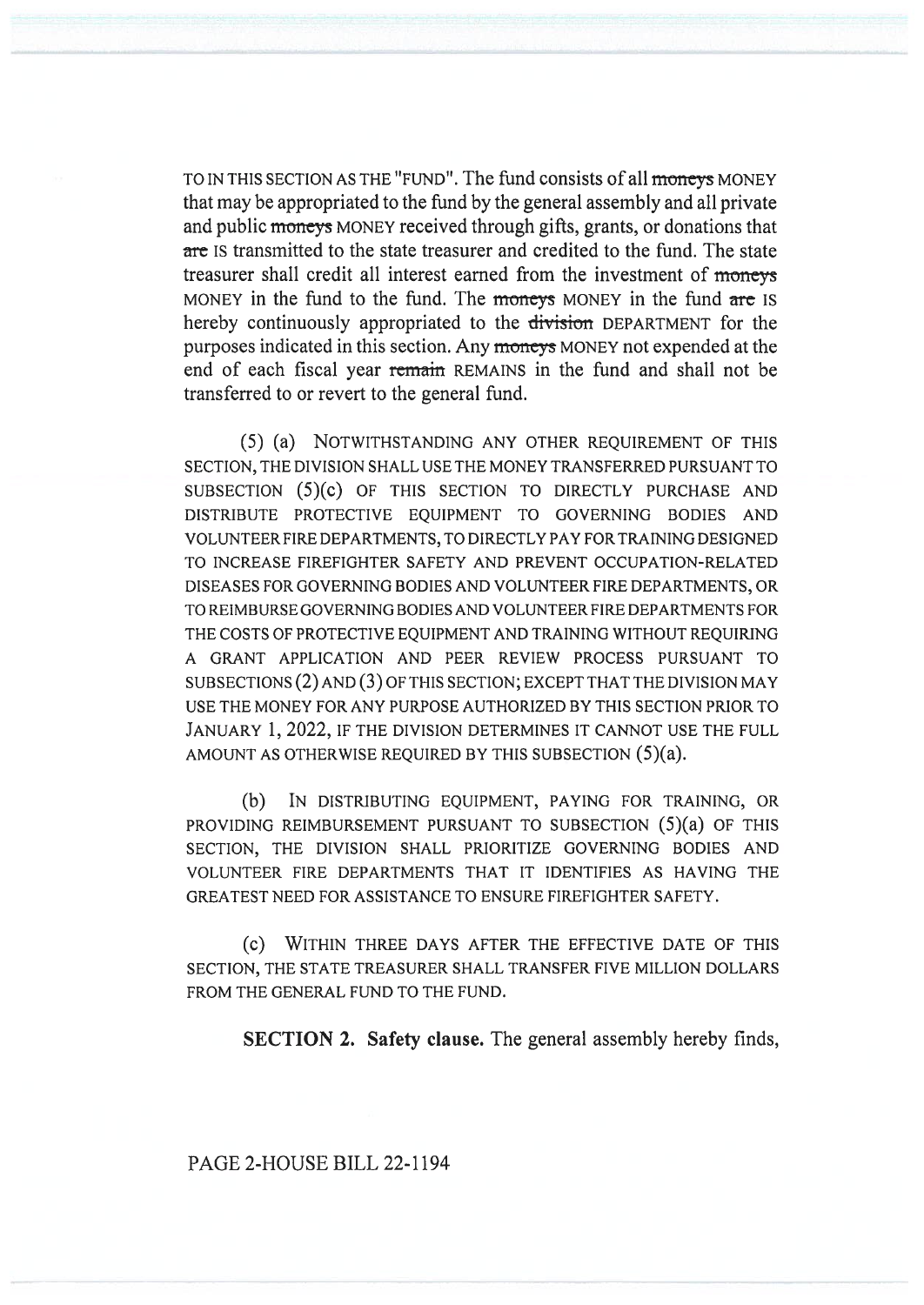TO IN THIS SECTION AS THE "FUND". The fund consists of all ~~moneys~~ MONEY that may be appropriated to the fund by the general assembly and all private and public ~~moneys~~ MONEY received through gifts, grants, or donations that ~~are~~ IS transmitted to the state treasurer and credited to the fund. The state treasurer shall credit all interest earned from the investment of ~~moneys~~ MONEY in the fund to the fund. The ~~moneys~~ MONEY in the fund ~~are~~ IS hereby continuously appropriated to the ~~division~~ DEPARTMENT for the purposes indicated in this section. Any ~~moneys~~ MONEY not expended at the end of each fiscal year ~~remain~~ REMAINS in the fund and shall not be transferred to or revert to the general fund.

(5) (a) NOTWITHSTANDING ANY OTHER REQUIREMENT OF THIS SECTION, THE DIVISION SHALL USE THE MONEY TRANSFERRED PURSUANT TO SUBSECTION (5)(c) OF THIS SECTION TO DIRECTLY PURCHASE AND DISTRIBUTE PROTECTIVE EQUIPMENT TO GOVERNING BODIES AND VOLUNTEER FIRE DEPARTMENTS, TO DIRECTLY PAY FOR TRAINING DESIGNED TO INCREASE FIREFIGHTER SAFETY AND PREVENT OCCUPATION-RELATED DISEASES FOR GOVERNING BODIES AND VOLUNTEER FIRE DEPARTMENTS, OR TO REIMBURSE GOVERNING BODIES AND VOLUNTEER FIRE DEPARTMENTS FOR THE COSTS OF PROTECTIVE EQUIPMENT AND TRAINING WITHOUT REQUIRING A GRANT APPLICATION AND PEER REVIEW PROCESS PURSUANT TO SUBSECTIONS (2) AND (3) OF THIS SECTION; EXCEPT THAT THE DIVISION MAY USE THE MONEY FOR ANY PURPOSE AUTHORIZED BY THIS SECTION PRIOR TO JANUARY 1, 2022, IF THE DIVISION DETERMINES IT CANNOT USE THE FULL AMOUNT AS OTHERWISE REQUIRED BY THIS SUBSECTION (5)(a).

(b) IN DISTRIBUTING EQUIPMENT, PAYING FOR TRAINING, OR PROVIDING REIMBURSEMENT PURSUANT TO SUBSECTION (5)(a) OF THIS SECTION, THE DIVISION SHALL PRIORITIZE GOVERNING BODIES AND VOLUNTEER FIRE DEPARTMENTS THAT IT IDENTIFIES AS HAVING THE GREATEST NEED FOR ASSISTANCE TO ENSURE FIREFIGHTER SAFETY.

(c) WITHIN THREE DAYS AFTER THE EFFECTIVE DATE OF THIS SECTION, THE STATE TREASURER SHALL TRANSFER FIVE MILLION DOLLARS FROM THE GENERAL FUND TO THE FUND.

**SECTION 2. Safety clause.** The general assembly hereby finds,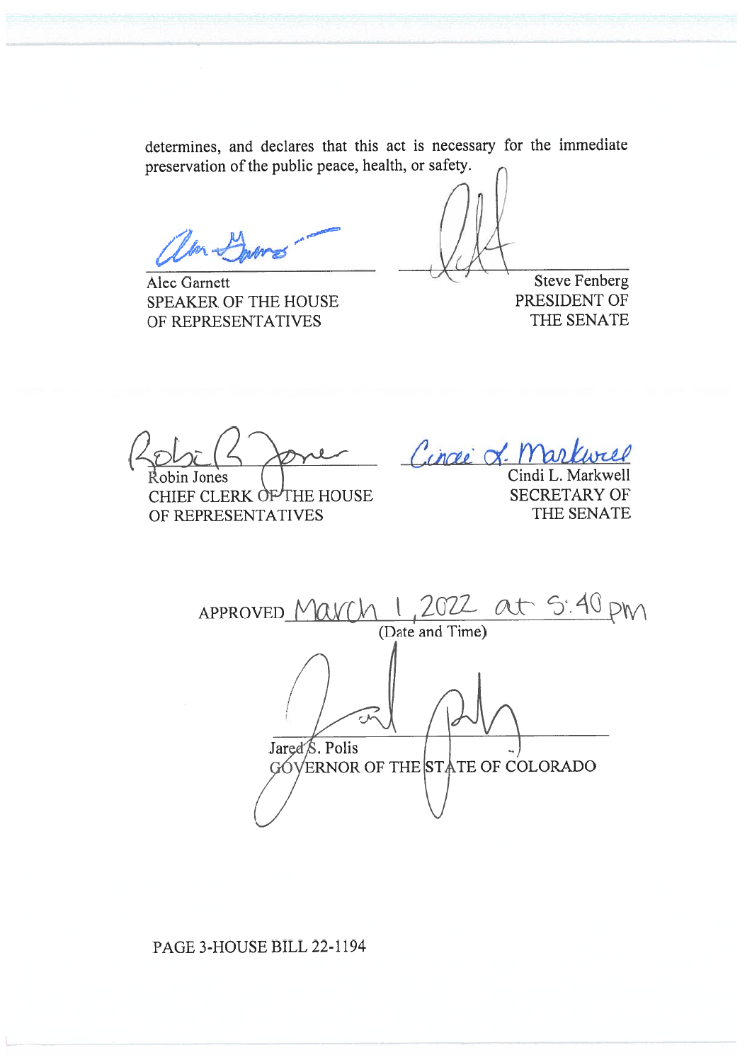determines, and declares that this act is necessary for the immediate preservation of the public peace, health, or safety.

Alec Garnett
SPEAKER OF THE HOUSE
OF REPRESENTATIVES

Steve Fenberg
PRESIDENT OF
THE SENATE

Robin Jones
CHIEF CLERK OF THE HOUSE
OF REPRESENTATIVES

Cindi L. Markwell
SECRETARY OF
THE SENATE

APPROVED March 1, 2022 at 5:40 pm
(Date and Time)

Jared S. Polis
GOVERNOR OF THE STATE OF COLORADO

PAGE 3-HOUSE BILL 22-1194